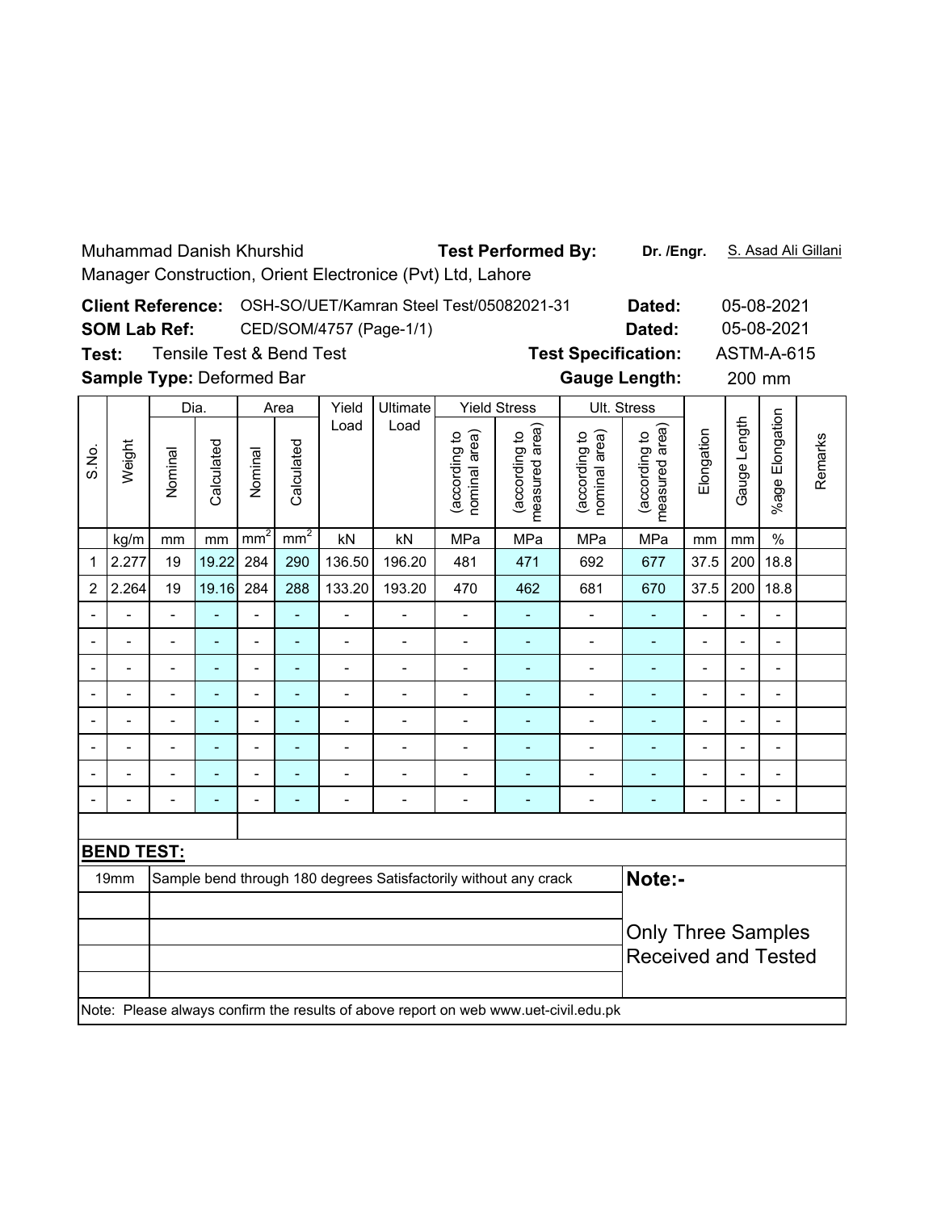Muhammad Danish Khurshid

Manager Construction, Orient Electronice (Pvt) Ltd, Lahore

**Test Performed By:** Dr. /Engr. S. Asad Ali Gillani

**Client Reference:** OSH-SO/UET/Kamran Steel Test/05082021-31 **Dated:** 05-08-2021

**SOM Lab Ref:** CED/SOM/4757 (Page-1/1) **Dated:** 05-08-2021

**Test:** Tensile Test & Bend Test **Test Specification:** ASTM-A-615

**Sample Type:** Deformed Bar **Gauge Length:** 200 mm

| S.No. | Weight | Dia. | | Area | | Yield Load | Ultimate Load | Yield Stress | | Ult. Stress | | Elongation | Gauge Length | %age Elongation | Remarks |
|---|---|---|---|---|---|---|---|---|---|---|---|---|---|---|---|
| | | Nominal | Calculated | Nominal | Calculated | | | (according to nominal area) | (according to measured area) | (according to nominal area) | (according to measured area) | | | | |
| | kg/m | mm | mm | $mm^2$ | $mm^2$ | kN | kN | MPa | MPa | MPa | MPa | mm | mm | % | |
| 1 | 2.277 | 19 | 19.22 | 284 | 290 | 136.50 | 196.20 | 481 | 471 | 692 | 677 | 37.5 | 200 | 18.8 | |
| 2 | 2.264 | 19 | 19.16 | 284 | 288 | 133.20 | 193.20 | 470 | 462 | 681 | 670 | 37.5 | 200 | 18.8 | |
| - | - | - | - | - | - | - | - | - | - | - | - | - | - | - | |
| - | - | - | - | - | - | - | - | - | - | - | - | - | - | - | |
| - | - | - | - | - | - | - | - | - | - | - | - | - | - | - | |
| - | - | - | - | - | - | - | - | - | - | - | - | - | - | - | |
| - | - | - | - | - | - | - | - | - | - | - | - | - | - | - | |
| - | - | - | - | - | - | - | - | - | - | - | - | - | - | - | |
| - | - | - | - | - | - | - | - | - | - | - | - | - | - | - | |
| - | - | - | - | - | - | - | - | - | - | - | - | - | - | - | |

**BEND TEST:**

| Size | Result |
|---|---|
| 19mm | Sample bend through 180 degrees Satisfactorily without any crack |

**Note:-**

Only Three Samples Received and Tested

Note: Please always confirm the results of above report on web www.uet-civil.edu.pk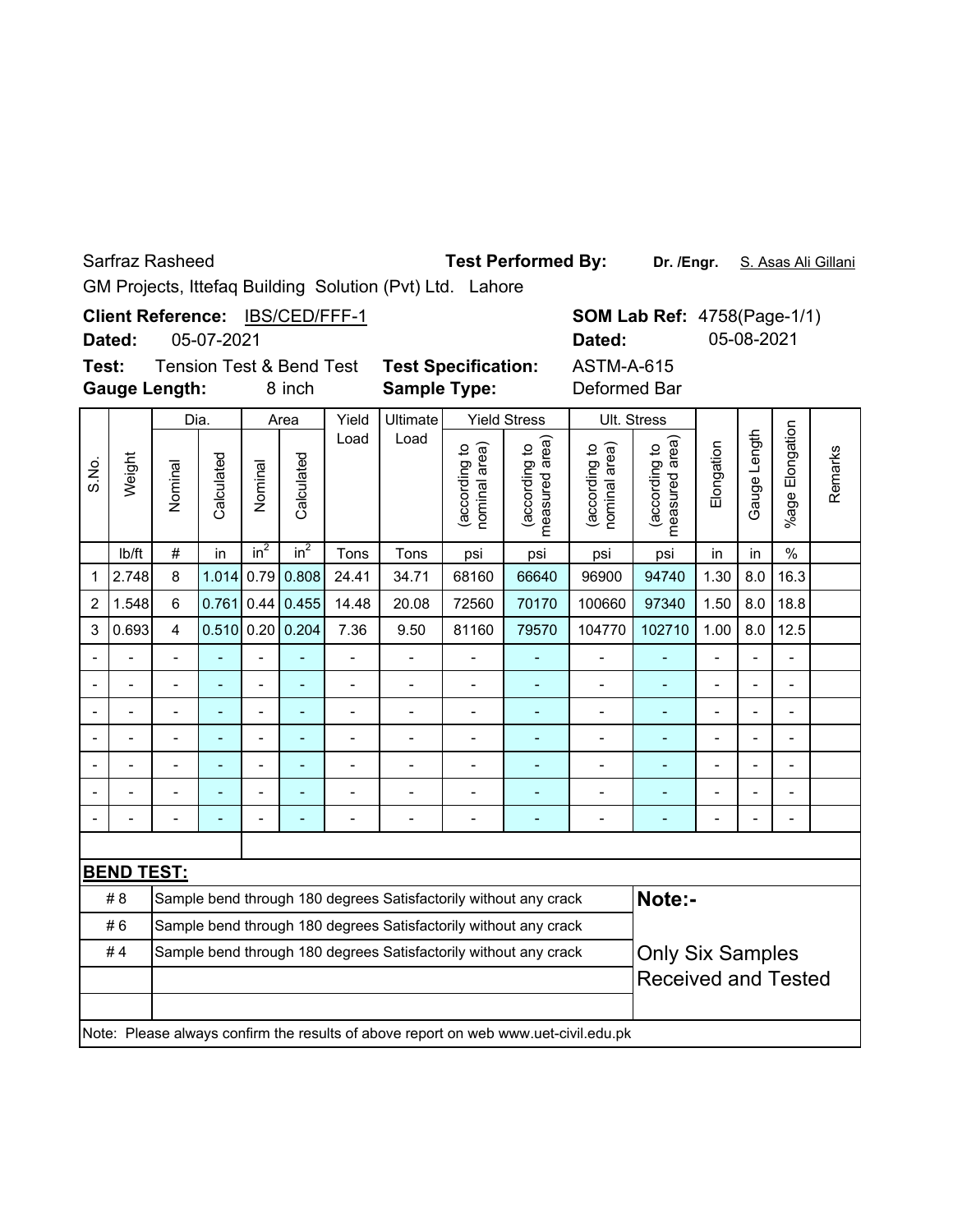Sarfraz Rasheed **Test Performed By:** **Dr. /Engr.** S. Asas Ali Gillani

GM Projects, Ittefaq Building Solution (Pvt) Ltd. Lahore

**Client Reference:** IBS/CED/FFF-1 **SOM Lab Ref:** 4758(Page-1/1)

**Dated:** 05-07-2021 **Dated:** 05-08-2021

**Test:** Tension Test & Bend Test **Test Specification:** ASTM-A-615

**Gauge Length:** 8 inch **Sample Type:** Deformed Bar

| S.No. | Weight | Dia. | | Area | | Yield Load | Ultimate Load | Yield Stress | | Ult. Stress | | Elongation | Gauge Length | %age Elongation | Remarks |
|---|---|---|---|---|---|---|---|---|---|---|---|---|---|---|---|
| | | Nominal | Calculated | Nominal | Calculated | | | (according to nominal area) | (according to measured area) | (according to nominal area) | (according to measured area) | | | | |
| | lb/ft | # | in | $in^2$ | $in^2$ | Tons | Tons | psi | psi | psi | psi | in | in | % | |
| 1 | 2.748 | 8 | 1.014 | 0.79 | 0.808 | 24.41 | 34.71 | 68160 | 66640 | 96900 | 94740 | 1.30 | 8.0 | 16.3 | |
| 2 | 1.548 | 6 | 0.761 | 0.44 | 0.455 | 14.48 | 20.08 | 72560 | 70170 | 100660 | 97340 | 1.50 | 8.0 | 18.8 | |
| 3 | 0.693 | 4 | 0.510 | 0.20 | 0.204 | 7.36 | 9.50 | 81160 | 79570 | 104770 | 102710 | 1.00 | 8.0 | 12.5 | |
| - | - | - | - | - | - | - | - | - | - | - | - | - | - | - | |
| - | - | - | - | - | - | - | - | - | - | - | - | - | - | - | |
| - | - | - | - | - | - | - | - | - | - | - | - | - | - | - | |
| - | - | - | - | - | - | - | - | - | - | - | - | - | - | - | |
| - | - | - | - | - | - | - | - | - | - | - | - | - | - | - | |
| - | - | - | - | - | - | - | - | - | - | - | - | - | - | - | |
| - | - | - | - | - | - | - | - | - | - | - | - | - | - | - | |

**BEND TEST:**

| | |
|---|---|
| # 8 | Sample bend through 180 degrees Satisfactorily without any crack |
| # 6 | Sample bend through 180 degrees Satisfactorily without any crack |
| # 4 | Sample bend through 180 degrees Satisfactorily without any crack |

**Note:-**

Only Six Samples Received and Tested

Note: Please always confirm the results of above report on web www.uet-civil.edu.pk